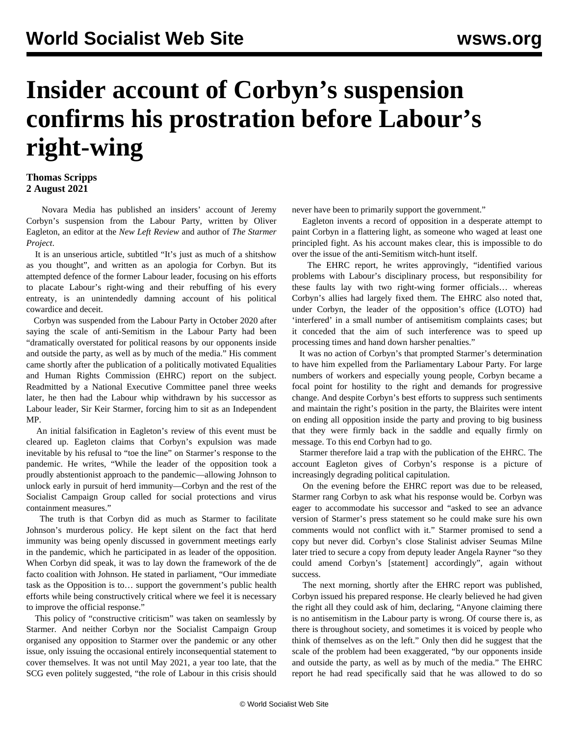# Insider account of Corbyn's suspension confirms his prostration before Labour's right-wing

**Thomas Scripps**
**2 August 2021**

Novara Media has published an insiders' account of Jeremy Corbyn's suspension from the Labour Party, written by Oliver Eagleton, an editor at the *New Left Review* and author of *The Starmer Project*.

It is an unserious article, subtitled "It's just as much of a shitshow as you thought", and written as an apologia for Corbyn. But its attempted defence of the former Labour leader, focusing on his efforts to placate Labour's right-wing and their rebuffing of his every entreaty, is an unintendedly damning account of his political cowardice and deceit.

Corbyn was suspended from the Labour Party in October 2020 after saying the scale of anti-Semitism in the Labour Party had been "dramatically overstated for political reasons by our opponents inside and outside the party, as well as by much of the media." His comment came shortly after the publication of a politically motivated Equalities and Human Rights Commission (EHRC) report on the subject. Readmitted by a National Executive Committee panel three weeks later, he then had the Labour whip withdrawn by his successor as Labour leader, Sir Keir Starmer, forcing him to sit as an Independent MP.

An initial falsification in Eagleton's review of this event must be cleared up. Eagleton claims that Corbyn's expulsion was made inevitable by his refusal to "toe the line" on Starmer's response to the pandemic. He writes, "While the leader of the opposition took a proudly abstentionist approach to the pandemic—allowing Johnson to unlock early in pursuit of herd immunity—Corbyn and the rest of the Socialist Campaign Group called for social protections and virus containment measures."

The truth is that Corbyn did as much as Starmer to facilitate Johnson's murderous policy. He kept silent on the fact that herd immunity was being openly discussed in government meetings early in the pandemic, which he participated in as leader of the opposition. When Corbyn did speak, it was to lay down the framework of the de facto coalition with Johnson. He stated in parliament, "Our immediate task as the Opposition is to… support the government's public health efforts while being constructively critical where we feel it is necessary to improve the official response."

This policy of "constructive criticism" was taken on seamlessly by Starmer. And neither Corbyn nor the Socialist Campaign Group organised any opposition to Starmer over the pandemic or any other issue, only issuing the occasional entirely inconsequential statement to cover themselves. It was not until May 2021, a year too late, that the SCG even politely suggested, "the role of Labour in this crisis should never have been to primarily support the government."

Eagleton invents a record of opposition in a desperate attempt to paint Corbyn in a flattering light, as someone who waged at least one principled fight. As his account makes clear, this is impossible to do over the issue of the anti-Semitism witch-hunt itself.

The EHRC report, he writes approvingly, "identified various problems with Labour's disciplinary process, but responsibility for these faults lay with two right-wing former officials… whereas Corbyn's allies had largely fixed them. The EHRC also noted that, under Corbyn, the leader of the opposition's office (LOTO) had 'interfered' in a small number of antisemitism complaints cases; but it conceded that the aim of such interference was to speed up processing times and hand down harsher penalties."

It was no action of Corbyn's that prompted Starmer's determination to have him expelled from the Parliamentary Labour Party. For large numbers of workers and especially young people, Corbyn became a focal point for hostility to the right and demands for progressive change. And despite Corbyn's best efforts to suppress such sentiments and maintain the right's position in the party, the Blairites were intent on ending all opposition inside the party and proving to big business that they were firmly back in the saddle and equally firmly on message. To this end Corbyn had to go.

Starmer therefore laid a trap with the publication of the EHRC. The account Eagleton gives of Corbyn's response is a picture of increasingly degrading political capitulation.

On the evening before the EHRC report was due to be released, Starmer rang Corbyn to ask what his response would be. Corbyn was eager to accommodate his successor and "asked to see an advance version of Starmer's press statement so he could make sure his own comments would not conflict with it." Starmer promised to send a copy but never did. Corbyn's close Stalinist adviser Seumas Milne later tried to secure a copy from deputy leader Angela Rayner "so they could amend Corbyn's [statement] accordingly", again without success.

The next morning, shortly after the EHRC report was published, Corbyn issued his prepared response. He clearly believed he had given the right all they could ask of him, declaring, "Anyone claiming there is no antisemitism in the Labour party is wrong. Of course there is, as there is throughout society, and sometimes it is voiced by people who think of themselves as on the left." Only then did he suggest that the scale of the problem had been exaggerated, "by our opponents inside and outside the party, as well as by much of the media." The EHRC report he had read specifically said that he was allowed to do so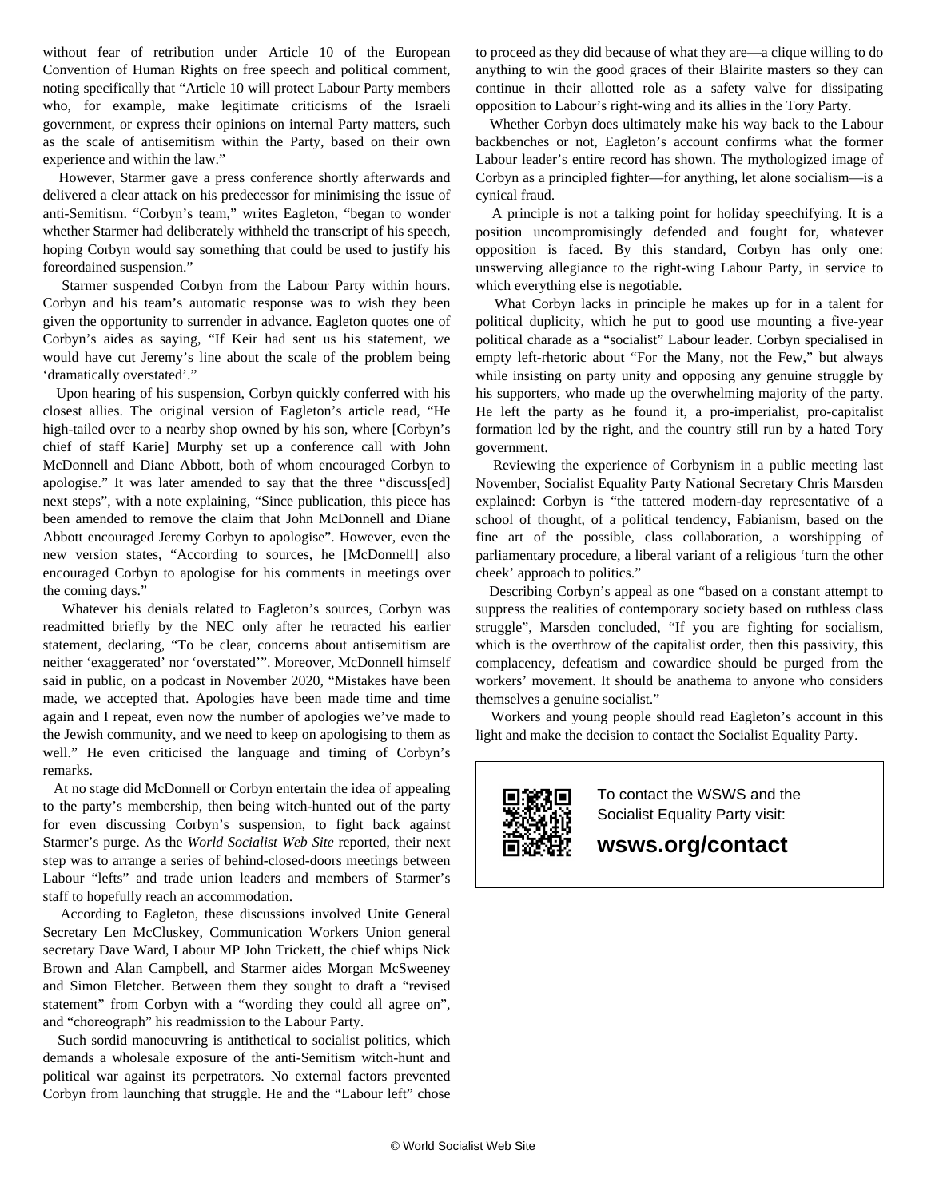without fear of retribution under Article 10 of the European Convention of Human Rights on free speech and political comment, noting specifically that "Article 10 will protect Labour Party members who, for example, make legitimate criticisms of the Israeli government, or express their opinions on internal Party matters, such as the scale of antisemitism within the Party, based on their own experience and within the law."

However, Starmer gave a press conference shortly afterwards and delivered a clear attack on his predecessor for minimising the issue of anti-Semitism. "Corbyn's team," writes Eagleton, "began to wonder whether Starmer had deliberately withheld the transcript of his speech, hoping Corbyn would say something that could be used to justify his foreordained suspension."

Starmer suspended Corbyn from the Labour Party within hours. Corbyn and his team's automatic response was to wish they been given the opportunity to surrender in advance. Eagleton quotes one of Corbyn's aides as saying, "If Keir had sent us his statement, we would have cut Jeremy's line about the scale of the problem being 'dramatically overstated'."

Upon hearing of his suspension, Corbyn quickly conferred with his closest allies. The original version of Eagleton's article read, "He high-tailed over to a nearby shop owned by his son, where [Corbyn's chief of staff Karie] Murphy set up a conference call with John McDonnell and Diane Abbott, both of whom encouraged Corbyn to apologise." It was later amended to say that the three "discuss[ed] next steps", with a note explaining, "Since publication, this piece has been amended to remove the claim that John McDonnell and Diane Abbott encouraged Jeremy Corbyn to apologise". However, even the new version states, "According to sources, he [McDonnell] also encouraged Corbyn to apologise for his comments in meetings over the coming days."

Whatever his denials related to Eagleton's sources, Corbyn was readmitted briefly by the NEC only after he retracted his earlier statement, declaring, "To be clear, concerns about antisemitism are neither 'exaggerated' nor 'overstated'". Moreover, McDonnell himself said in public, on a podcast in November 2020, "Mistakes have been made, we accepted that. Apologies have been made time and time again and I repeat, even now the number of apologies we've made to the Jewish community, and we need to keep on apologising to them as well." He even criticised the language and timing of Corbyn's remarks.

At no stage did McDonnell or Corbyn entertain the idea of appealing to the party's membership, then being witch-hunted out of the party for even discussing Corbyn's suspension, to fight back against Starmer's purge. As the *World Socialist Web Site* reported, their next step was to arrange a series of behind-closed-doors meetings between Labour "lefts" and trade union leaders and members of Starmer's staff to hopefully reach an accommodation.

According to Eagleton, these discussions involved Unite General Secretary Len McCluskey, Communication Workers Union general secretary Dave Ward, Labour MP John Trickett, the chief whips Nick Brown and Alan Campbell, and Starmer aides Morgan McSweeney and Simon Fletcher. Between them they sought to draft a "revised statement" from Corbyn with a "wording they could all agree on", and "choreograph" his readmission to the Labour Party.

Such sordid manoeuvring is antithetical to socialist politics, which demands a wholesale exposure of the anti-Semitism witch-hunt and political war against its perpetrators. No external factors prevented Corbyn from launching that struggle. He and the "Labour left" chose to proceed as they did because of what they are—a clique willing to do anything to win the good graces of their Blairite masters so they can continue in their allotted role as a safety valve for dissipating opposition to Labour's right-wing and its allies in the Tory Party.

Whether Corbyn does ultimately make his way back to the Labour backbenches or not, Eagleton's account confirms what the former Labour leader's entire record has shown. The mythologized image of Corbyn as a principled fighter—for anything, let alone socialism—is a cynical fraud.

A principle is not a talking point for holiday speechifying. It is a position uncompromisingly defended and fought for, whatever opposition is faced. By this standard, Corbyn has only one: unswerving allegiance to the right-wing Labour Party, in service to which everything else is negotiable.

What Corbyn lacks in principle he makes up for in a talent for political duplicity, which he put to good use mounting a five-year political charade as a "socialist" Labour leader. Corbyn specialised in empty left-rhetoric about "For the Many, not the Few," but always while insisting on party unity and opposing any genuine struggle by his supporters, who made up the overwhelming majority of the party. He left the party as he found it, a pro-imperialist, pro-capitalist formation led by the right, and the country still run by a hated Tory government.

Reviewing the experience of Corbynism in a public meeting last November, Socialist Equality Party National Secretary Chris Marsden explained: Corbyn is "the tattered modern-day representative of a school of thought, of a political tendency, Fabianism, based on the fine art of the possible, class collaboration, a worshipping of parliamentary procedure, a liberal variant of a religious 'turn the other cheek' approach to politics."

Describing Corbyn's appeal as one "based on a constant attempt to suppress the realities of contemporary society based on ruthless class struggle", Marsden concluded, "If you are fighting for socialism, which is the overthrow of the capitalist order, then this passivity, this complacency, defeatism and cowardice should be purged from the workers' movement. It should be anathema to anyone who considers themselves a genuine socialist."

Workers and young people should read Eagleton's account in this light and make the decision to contact the Socialist Equality Party.

To contact the WSWS and the Socialist Equality Party visit:

**wsws.org/contact**